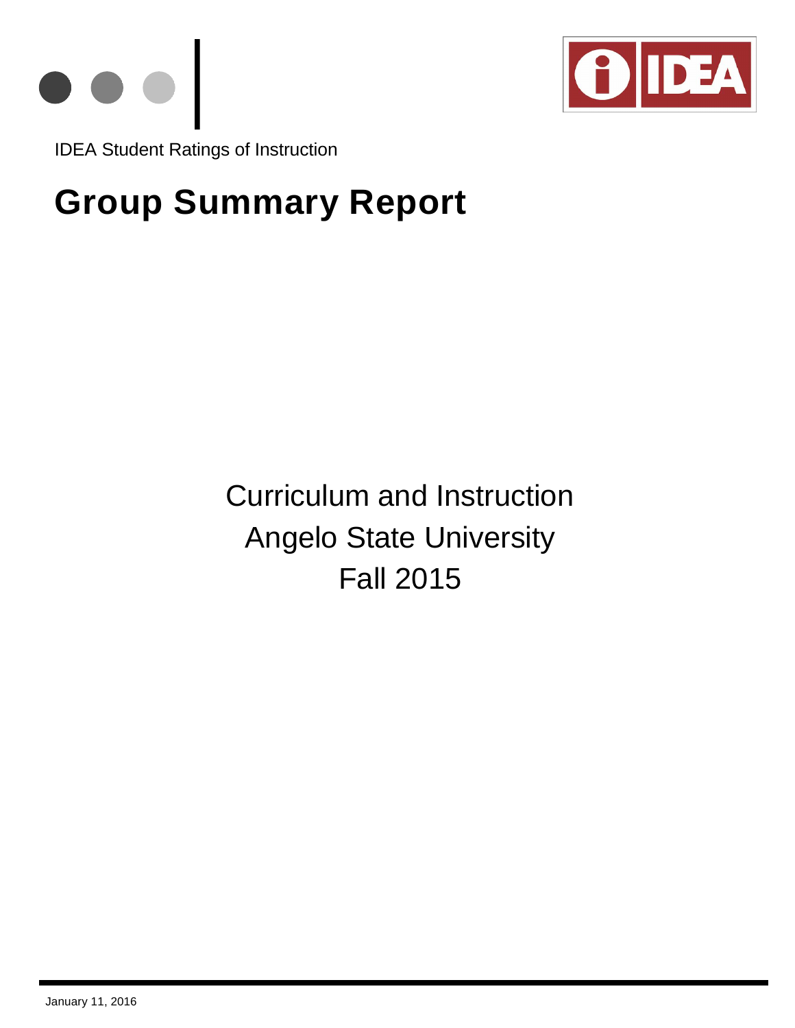IDEA Student Ratings of Instruction

# Group Summary Report

Curriculum and Instruction

Angelo State University

Fall 2015

January 11, 2016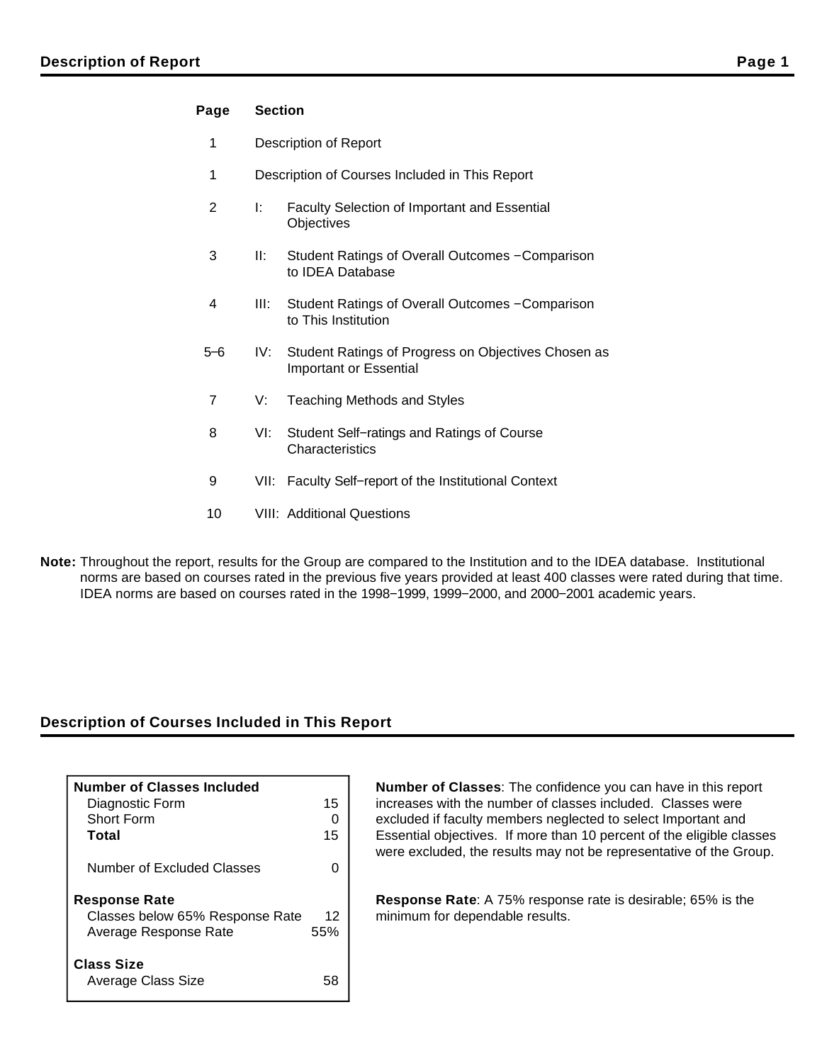## Description of Report

| Page | Section | |
|---|---|---|
| 1 | Description of Report | |
| 1 | Description of Courses Included in This Report | |
| 2 | I: | Faculty Selection of Important and Essential Objectives |
| 3 | II: | Student Ratings of Overall Outcomes −Comparison to IDEA Database |
| 4 | III: | Student Ratings of Overall Outcomes −Comparison to This Institution |
| 5–6 | IV: | Student Ratings of Progress on Objectives Chosen as Important or Essential |
| 7 | V: | Teaching Methods and Styles |
| 8 | VI: | Student Self−ratings and Ratings of Course Characteristics |
| 9 | VII: | Faculty Self−report of the Institutional Context |
| 10 | VIII: | Additional Questions |

**Note:** Throughout the report, results for the Group are compared to the Institution and to the IDEA database. Institutional norms are based on courses rated in the previous five years provided at least 400 classes were rated during that time. IDEA norms are based on courses rated in the 1998−1999, 1999−2000, and 2000−2001 academic years.

## Description of Courses Included in This Report

| **Number of Classes Included** | |
|---|---|
| Diagnostic Form | 15 |
| Short Form | 0 |
| **Total** | 15 |
| Number of Excluded Classes | 0 |
| **Response Rate** | |
| Classes below 65% Response Rate | 12 |
| Average Response Rate | 55% |
| **Class Size** | |
| Average Class Size | 58 |

**Number of Classes**: The confidence you can have in this report increases with the number of classes included. Classes were excluded if faculty members neglected to select Important and Essential objectives. If more than 10 percent of the eligible classes were excluded, the results may not be representative of the Group.

**Response Rate**: A 75% response rate is desirable; 65% is the minimum for dependable results.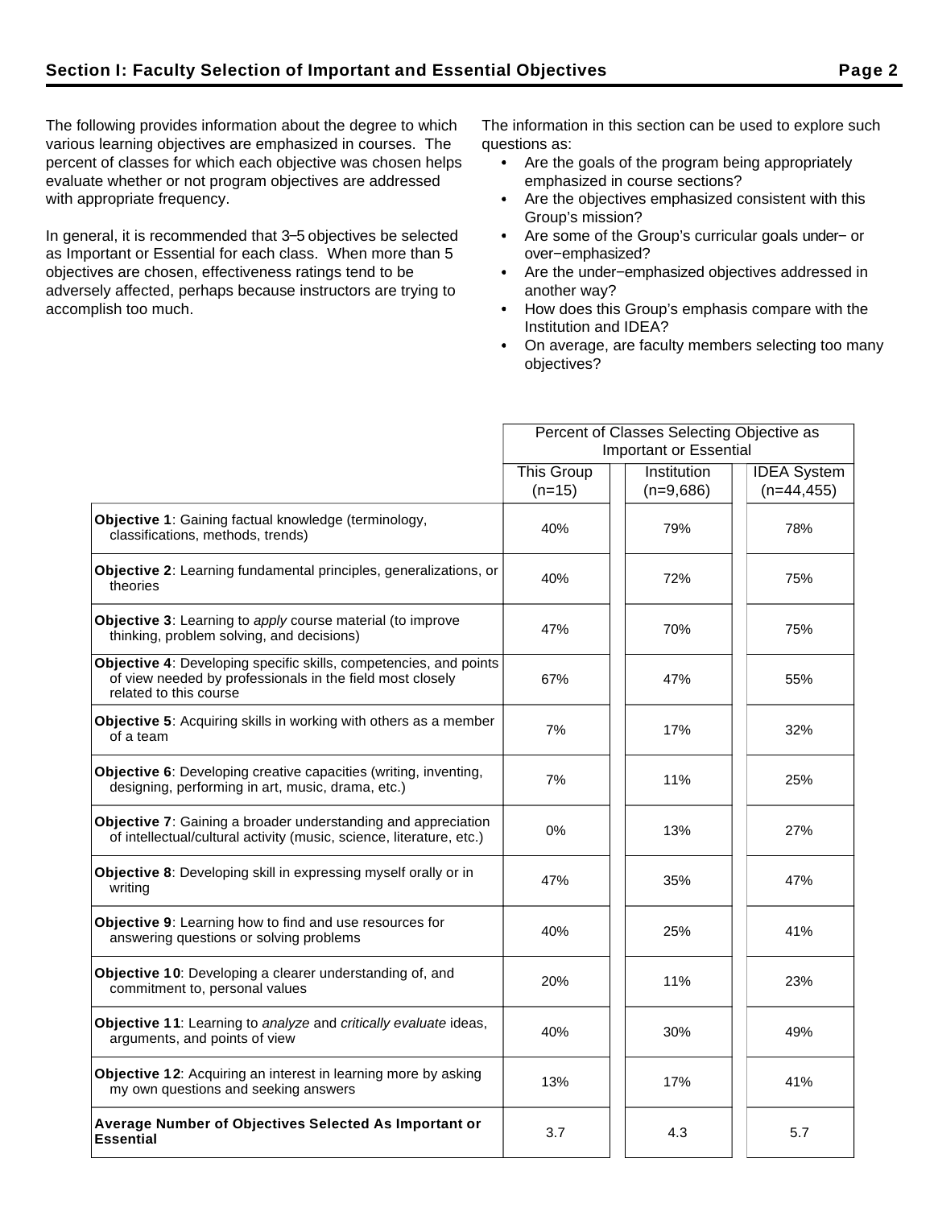## Section I: Faculty Selection of Important and Essential Objectives

The following provides information about the degree to which various learning objectives are emphasized in courses. The percent of classes for which each objective was chosen helps evaluate whether or not program objectives are addressed with appropriate frequency.

In general, it is recommended that 3–5 objectives be selected as Important or Essential for each class. When more than 5 objectives are chosen, effectiveness ratings tend to be adversely affected, perhaps because instructors are trying to accomplish too much.

The information in this section can be used to explore such questions as:

- Are the goals of the program being appropriately emphasized in course sections?
- Are the objectives emphasized consistent with this Group's mission?
- Are some of the Group's curricular goals under− or over−emphasized?
- Are the under−emphasized objectives addressed in another way?
- How does this Group's emphasis compare with the Institution and IDEA?
- On average, are faculty members selecting too many objectives?

| | Percent of Classes Selecting Objective as Important or Essential | | |
|---|---|---|---|
| | This Group (n=15) | Institution (n=9,686) | IDEA System (n=44,455) |
| **Objective 1**: Gaining factual knowledge (terminology, classifications, methods, trends) | 40% | 79% | 78% |
| **Objective 2**: Learning fundamental principles, generalizations, or theories | 40% | 72% | 75% |
| **Objective 3**: Learning to *apply* course material (to improve thinking, problem solving, and decisions) | 47% | 70% | 75% |
| **Objective 4**: Developing specific skills, competencies, and points of view needed by professionals in the field most closely related to this course | 67% | 47% | 55% |
| **Objective 5**: Acquiring skills in working with others as a member of a team | 7% | 17% | 32% |
| **Objective 6**: Developing creative capacities (writing, inventing, designing, performing in art, music, drama, etc.) | 7% | 11% | 25% |
| **Objective 7**: Gaining a broader understanding and appreciation of intellectual/cultural activity (music, science, literature, etc.) | 0% | 13% | 27% |
| **Objective 8**: Developing skill in expressing myself orally or in writing | 47% | 35% | 47% |
| **Objective 9**: Learning how to find and use resources for answering questions or solving problems | 40% | 25% | 41% |
| **Objective 10**: Developing a clearer understanding of, and commitment to, personal values | 20% | 11% | 23% |
| **Objective 11**: Learning to *analyze* and *critically evaluate* ideas, arguments, and points of view | 40% | 30% | 49% |
| **Objective 12**: Acquiring an interest in learning more by asking my own questions and seeking answers | 13% | 17% | 41% |
| **Average Number of Objectives Selected As Important or Essential** | 3.7 | 4.3 | 5.7 |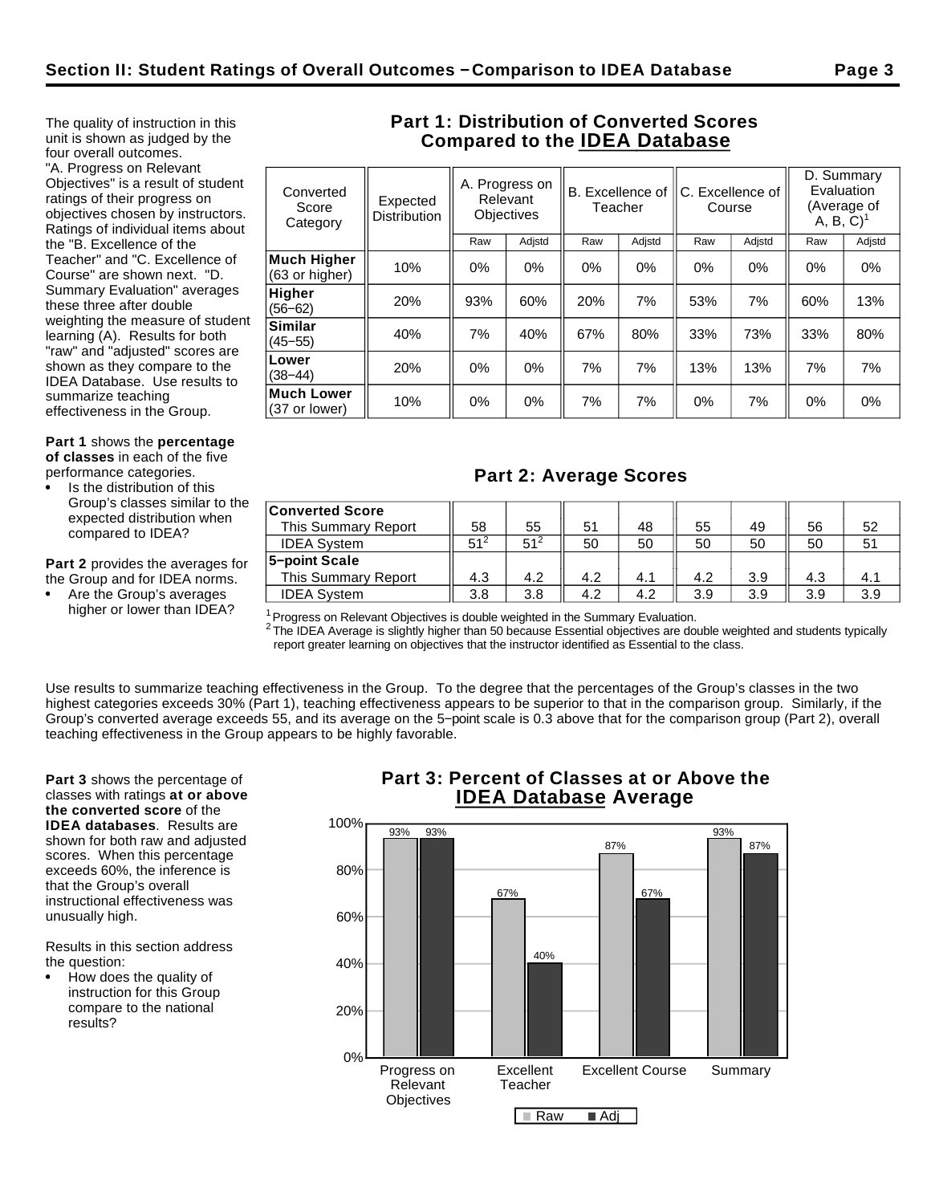## Section II: Student Ratings of Overall Outcomes – Comparison to IDEA Database

The quality of instruction in this unit is shown as judged by the four overall outcomes. "A. Progress on Relevant Objectives" is a result of student ratings of their progress on objectives chosen by instructors. Ratings of individual items about the "B. Excellence of the Teacher" and "C. Excellence of Course" are shown next. "D. Summary Evaluation" averages these three after double weighting the measure of student learning (A). Results for both "raw" and "adjusted" scores are shown as they compare to the IDEA Database. Use results to summarize teaching effectiveness in the Group.

**Part 1** shows the **percentage of classes** in each of the five performance categories.

- Is the distribution of this Group's classes similar to the expected distribution when compared to IDEA?

**Part 2** provides the averages for the Group and for IDEA norms.

- Are the Group's averages higher or lower than IDEA?

### Part 1: Distribution of Converted Scores Compared to the IDEA Database

| Converted Score Category | Expected Distribution | A. Progress on Relevant Objectives | | B. Excellence of Teacher | | C. Excellence of Course | | D. Summary Evaluation (Average of A, B, C)[1] | |
|---|---|---|---|---|---|---|---|---|---|
| | | Raw | Adjstd | Raw | Adjstd | Raw | Adjstd | Raw | Adjstd |
| **Much Higher** (63 or higher) | 10% | 0% | 0% | 0% | 0% | 0% | 0% | 0% | 0% |
| **Higher** (56–62) | 20% | 93% | 60% | 20% | 7% | 53% | 7% | 60% | 13% |
| **Similar** (45–55) | 40% | 7% | 40% | 67% | 80% | 33% | 73% | 33% | 80% |
| **Lower** (38–44) | 20% | 0% | 0% | 7% | 7% | 13% | 13% | 7% | 7% |
| **Much Lower** (37 or lower) | 10% | 0% | 0% | 7% | 7% | 0% | 7% | 0% | 0% |

### Part 2: Average Scores

| | A Raw | A Adjstd | B Raw | B Adjstd | C Raw | C Adjstd | D Raw | D Adjstd |
|---|---|---|---|---|---|---|---|---|
| **Converted Score** | | | | | | | | |
| This Summary Report | 58 | 55 | 51 | 48 | 55 | 49 | 56 | 52 |
| IDEA System | 51[2] | 51[2] | 50 | 50 | 50 | 50 | 50 | 51 |
| **5–point Scale** | | | | | | | | |
| This Summary Report | 4.3 | 4.2 | 4.2 | 4.1 | 4.2 | 3.9 | 4.3 | 4.1 |
| IDEA System | 3.8 | 3.8 | 4.2 | 4.2 | 3.9 | 3.9 | 3.9 | 3.9 |

[1] Progress on Relevant Objectives is double weighted in the Summary Evaluation.
[2] The IDEA Average is slightly higher than 50 because Essential objectives are double weighted and students typically report greater learning on objectives that the instructor identified as Essential to the class.

Use results to summarize teaching effectiveness in the Group. To the degree that the percentages of the Group's classes in the two highest categories exceeds 30% (Part 1), teaching effectiveness appears to be superior to that in the comparison group. Similarly, if the Group's converted average exceeds 55, and its average on the 5–point scale is 0.3 above that for the comparison group (Part 2), overall teaching effectiveness in the Group appears to be highly favorable.

**Part 3** shows the percentage of classes with ratings **at or above the converted score** of the **IDEA databases**. Results are shown for both raw and adjusted scores. When this percentage exceeds 60%, the inference is that the Group's overall instructional effectiveness was unusually high.

Results in this section address the question:

- How does the quality of instruction for this Group compare to the national results?

### Part 3: Percent of Classes at or Above the IDEA Database Average

| | Raw | Adj |
|---|---|---|
| Progress on Relevant Objectives | 93% | 93% |
| Excellent Teacher | 67% | 40% |
| Excellent Course | 87% | 67% |
| Summary | 93% | 87% |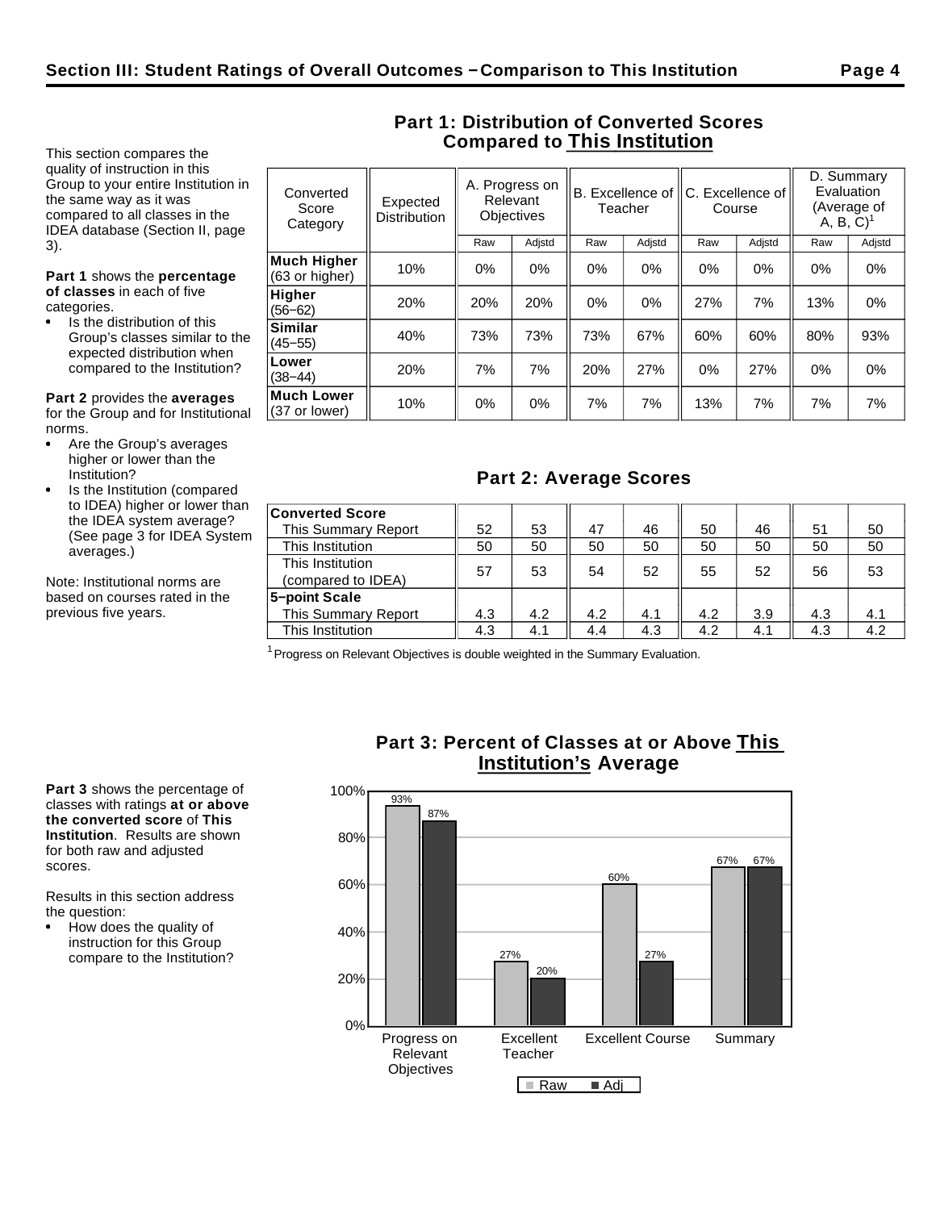## Section III: Student Ratings of Overall Outcomes − Comparison to This Institution

This section compares the quality of instruction in this Group to your entire Institution in the same way as it was compared to all classes in the IDEA database (Section II, page 3).

**Part 1** shows the **percentage of classes** in each of five categories.

- Is the distribution of this Group's classes similar to the expected distribution when compared to the Institution?

**Part 2** provides the **averages** for the Group and for Institutional norms.

- Are the Group's averages higher or lower than the Institution?
- Is the Institution (compared to IDEA) higher or lower than the IDEA system average? (See page 3 for IDEA System averages.)

Note: Institutional norms are based on courses rated in the previous five years.

### Part 1: Distribution of Converted Scores Compared to This Institution

| Converted Score Category | Expected Distribution | A. Progress on Relevant Objectives | | B. Excellence of Teacher | | C. Excellence of Course | | D. Summary Evaluation (Average of A, B, C)[1] | |
|---|---|---|---|---|---|---|---|---|---|
| | | Raw | Adjstd | Raw | Adjstd | Raw | Adjstd | Raw | Adjstd |
| **Much Higher** (63 or higher) | 10% | 0% | 0% | 0% | 0% | 0% | 0% | 0% | 0% |
| **Higher** (56−62) | 20% | 20% | 20% | 0% | 0% | 27% | 7% | 13% | 0% |
| **Similar** (45−55) | 40% | 73% | 73% | 73% | 67% | 60% | 60% | 80% | 93% |
| **Lower** (38−44) | 20% | 7% | 7% | 20% | 27% | 0% | 27% | 0% | 0% |
| **Much Lower** (37 or lower) | 10% | 0% | 0% | 7% | 7% | 13% | 7% | 7% | 7% |

### Part 2: Average Scores

| | A. Raw | A. Adjstd | B. Raw | B. Adjstd | C. Raw | C. Adjstd | D. Raw | D. Adjstd |
|---|---|---|---|---|---|---|---|---|
| **Converted Score** | | | | | | | | |
| This Summary Report | 52 | 53 | 47 | 46 | 50 | 46 | 51 | 50 |
| This Institution | 50 | 50 | 50 | 50 | 50 | 50 | 50 | 50 |
| This Institution (compared to IDEA) | 57 | 53 | 54 | 52 | 55 | 52 | 56 | 53 |
| **5−point Scale** | | | | | | | | |
| This Summary Report | 4.3 | 4.2 | 4.2 | 4.1 | 4.2 | 3.9 | 4.3 | 4.1 |
| This Institution | 4.3 | 4.1 | 4.4 | 4.3 | 4.2 | 4.1 | 4.3 | 4.2 |

[1] Progress on Relevant Objectives is double weighted in the Summary Evaluation.

### Part 3: Percent of Classes at or Above This Institution's Average

**Part 3** shows the percentage of classes with ratings **at or above the converted score** of **This Institution**. Results are shown for both raw and adjusted scores.

Results in this section address the question:

- How does the quality of instruction for this Group compare to the Institution?

| | Raw | Adj |
|---|---|---|
| Progress on Relevant Objectives | 93% | 87% |
| Excellent Teacher | 27% | 20% |
| Excellent Course | 60% | 27% |
| Summary | 67% | 67% |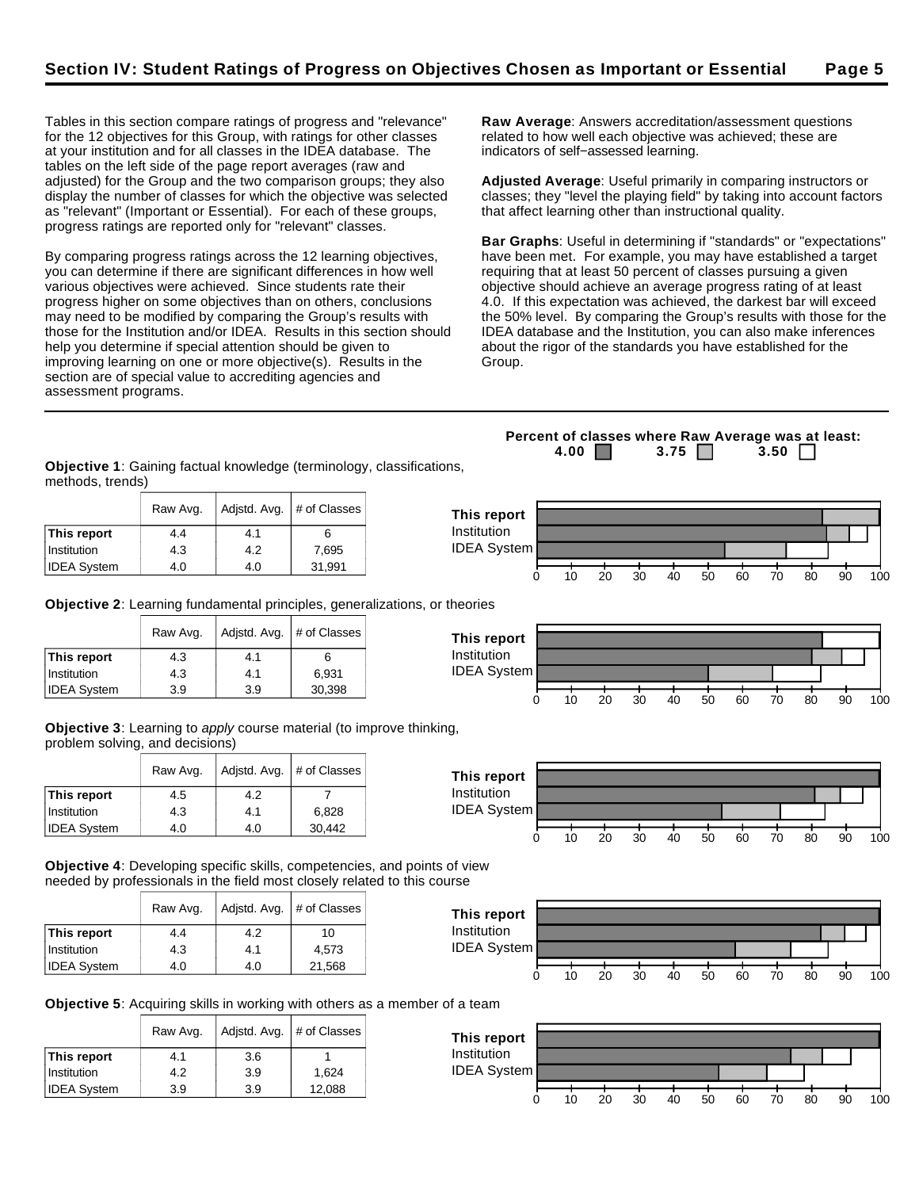## Section IV: Student Ratings of Progress on Objectives Chosen as Important or Essential

Tables in this section compare ratings of progress and "relevance" for the 12 objectives for this Group, with ratings for other classes at your institution and for all classes in the IDEA database. The tables on the left side of the page report averages (raw and adjusted) for the Group and the two comparison groups; they also display the number of classes for which the objective was selected as "relevant" (Important or Essential). For each of these groups, progress ratings are reported only for "relevant" classes.

By comparing progress ratings across the 12 learning objectives, you can determine if there are significant differences in how well various objectives were achieved. Since students rate their progress higher on some objectives than on others, conclusions may need to be modified by comparing the Group's results with those for the Institution and/or IDEA. Results in this section should help you determine if special attention should be given to improving learning on one or more objective(s). Results in the section are of special value to accrediting agencies and assessment programs.

**Raw Average**: Answers accreditation/assessment questions related to how well each objective was achieved; these are indicators of self−assessed learning.

**Adjusted Average**: Useful primarily in comparing instructors or classes; they "level the playing field" by taking into account factors that affect learning other than instructional quality.

**Bar Graphs**: Useful in determining if "standards" or "expectations" have been met. For example, you may have established a target requiring that at least 50 percent of classes pursuing a given objective should achieve an average progress rating of at least 4.0. If this expectation was achieved, the darkest bar will exceed the 50% level. By comparing the Group's results with those for the IDEA database and the Institution, you can also make inferences about the rigor of the standards you have established for the Group.

**Percent of classes where Raw Average was at least:** 4.00 / 3.75 / 3.50

**Objective 1**: Gaining factual knowledge (terminology, classifications, methods, trends)

| | Raw Avg. | Adjstd. Avg. | # of Classes |
|---|---|---|---|
| **This report** | 4.4 | 4.1 | 6 |
| Institution | 4.3 | 4.2 | 7,695 |
| IDEA System | 4.0 | 4.0 | 31,991 |

**Objective 2**: Learning fundamental principles, generalizations, or theories

| | Raw Avg. | Adjstd. Avg. | # of Classes |
|---|---|---|---|
| **This report** | 4.3 | 4.1 | 6 |
| Institution | 4.3 | 4.1 | 6,931 |
| IDEA System | 3.9 | 3.9 | 30,398 |

**Objective 3**: Learning to *apply* course material (to improve thinking, problem solving, and decisions)

| | Raw Avg. | Adjstd. Avg. | # of Classes |
|---|---|---|---|
| **This report** | 4.5 | 4.2 | 7 |
| Institution | 4.3 | 4.1 | 6,828 |
| IDEA System | 4.0 | 4.0 | 30,442 |

**Objective 4**: Developing specific skills, competencies, and points of view needed by professionals in the field most closely related to this course

| | Raw Avg. | Adjstd. Avg. | # of Classes |
|---|---|---|---|
| **This report** | 4.4 | 4.2 | 10 |
| Institution | 4.3 | 4.1 | 4,573 |
| IDEA System | 4.0 | 4.0 | 21,568 |

**Objective 5**: Acquiring skills in working with others as a member of a team

| | Raw Avg. | Adjstd. Avg. | # of Classes |
|---|---|---|---|
| **This report** | 4.1 | 3.6 | 1 |
| Institution | 4.2 | 3.9 | 1,624 |
| IDEA System | 3.9 | 3.9 | 12,088 |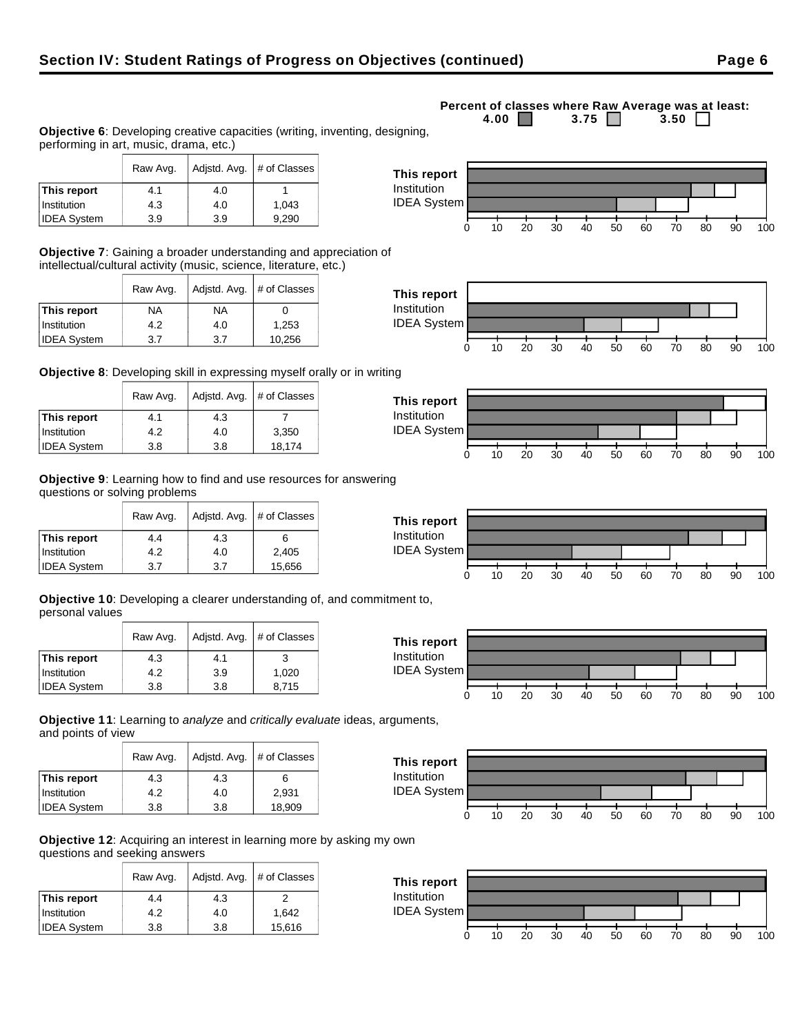## Section IV: Student Ratings of Progress on Objectives (continued)

Percent of classes where Raw Average was at least: 4.00 / 3.75 / 3.50

**Objective 6**: Developing creative capacities (writing, inventing, designing, performing in art, music, drama, etc.)

| | Raw Avg. | Adjstd. Avg. | # of Classes |
|---|---|---|---|
| **This report** | 4.1 | 4.0 | 1 |
| Institution | 4.3 | 4.0 | 1,043 |
| IDEA System | 3.9 | 3.9 | 9,290 |

**Objective 7**: Gaining a broader understanding and appreciation of intellectual/cultural activity (music, science, literature, etc.)

| | Raw Avg. | Adjstd. Avg. | # of Classes |
|---|---|---|---|
| **This report** | NA | NA | 0 |
| Institution | 4.2 | 4.0 | 1,253 |
| IDEA System | 3.7 | 3.7 | 10,256 |

**Objective 8**: Developing skill in expressing myself orally or in writing

| | Raw Avg. | Adjstd. Avg. | # of Classes |
|---|---|---|---|
| **This report** | 4.1 | 4.3 | 7 |
| Institution | 4.2 | 4.0 | 3,350 |
| IDEA System | 3.8 | 3.8 | 18,174 |

**Objective 9**: Learning how to find and use resources for answering questions or solving problems

| | Raw Avg. | Adjstd. Avg. | # of Classes |
|---|---|---|---|
| **This report** | 4.4 | 4.3 | 6 |
| Institution | 4.2 | 4.0 | 2,405 |
| IDEA System | 3.7 | 3.7 | 15,656 |

**Objective 10**: Developing a clearer understanding of, and commitment to, personal values

| | Raw Avg. | Adjstd. Avg. | # of Classes |
|---|---|---|---|
| **This report** | 4.3 | 4.1 | 3 |
| Institution | 4.2 | 3.9 | 1,020 |
| IDEA System | 3.8 | 3.8 | 8,715 |

**Objective 11**: Learning to *analyze* and *critically evaluate* ideas, arguments, and points of view

| | Raw Avg. | Adjstd. Avg. | # of Classes |
|---|---|---|---|
| **This report** | 4.3 | 4.3 | 6 |
| Institution | 4.2 | 4.0 | 2,931 |
| IDEA System | 3.8 | 3.8 | 18,909 |

**Objective 12**: Acquiring an interest in learning more by asking my own questions and seeking answers

| | Raw Avg. | Adjstd. Avg. | # of Classes |
|---|---|---|---|
| **This report** | 4.4 | 4.3 | 2 |
| Institution | 4.2 | 4.0 | 1,642 |
| IDEA System | 3.8 | 3.8 | 15,616 |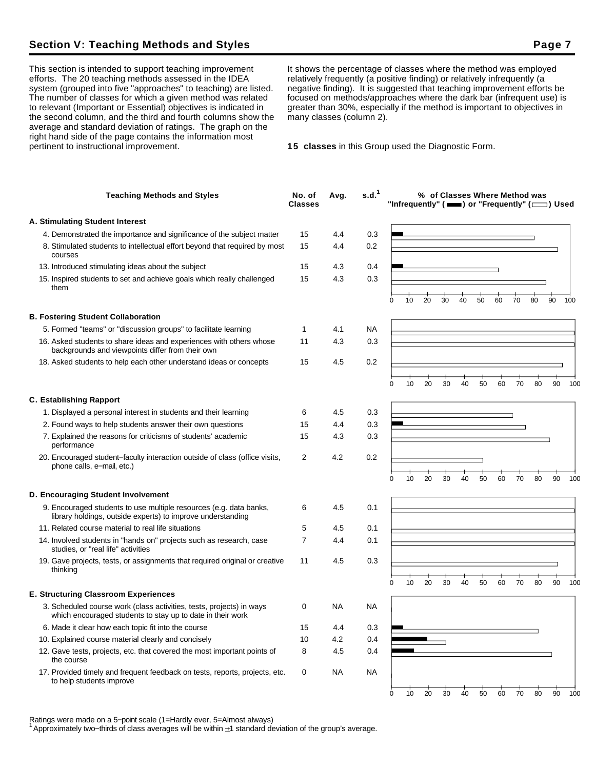## Section V: Teaching Methods and Styles

This section is intended to support teaching improvement efforts. The 20 teaching methods assessed in the IDEA system (grouped into five "approaches" to teaching) are listed. The number of classes for which a given method was related to relevant (Important or Essential) objectives is indicated in the second column, and the third and fourth columns show the average and standard deviation of ratings. The graph on the right hand side of the page contains the information most pertinent to instructional improvement.

It shows the percentage of classes where the method was employed relatively frequently (a positive finding) or relatively infrequently (a negative finding). It is suggested that teaching improvement efforts be focused on methods/approaches where the dark bar (infrequent use) is greater than 30%, especially if the method is important to objectives in many classes (column 2).

**15 classes** in this Group used the Diagnostic Form.

| Teaching Methods and Styles | No. of Classes | Avg. | s.d.[1] |
|---|---|---|---|
| **A. Stimulating Student Interest** | | | |
| 4. Demonstrated the importance and significance of the subject matter | 15 | 4.4 | 0.3 |
| 8. Stimulated students to intellectual effort beyond that required by most courses | 15 | 4.4 | 0.2 |
| 13. Introduced stimulating ideas about the subject | 15 | 4.3 | 0.4 |
| 15. Inspired students to set and achieve goals which really challenged them | 15 | 4.3 | 0.3 |
| **B. Fostering Student Collaboration** | | | |
| 5. Formed "teams" or "discussion groups" to facilitate learning | 1 | 4.1 | NA |
| 16. Asked students to share ideas and experiences with others whose backgrounds and viewpoints differ from their own | 11 | 4.3 | 0.3 |
| 18. Asked students to help each other understand ideas or concepts | 15 | 4.5 | 0.2 |
| **C. Establishing Rapport** | | | |
| 1. Displayed a personal interest in students and their learning | 6 | 4.5 | 0.3 |
| 2. Found ways to help students answer their own questions | 15 | 4.4 | 0.3 |
| 7. Explained the reasons for criticisms of students' academic performance | 15 | 4.3 | 0.3 |
| 20. Encouraged student–faculty interaction outside of class (office visits, phone calls, e–mail, etc.) | 2 | 4.2 | 0.2 |
| **D. Encouraging Student Involvement** | | | |
| 9. Encouraged students to use multiple resources (e.g. data banks, library holdings, outside experts) to improve understanding | 6 | 4.5 | 0.1 |
| 11. Related course material to real life situations | 5 | 4.5 | 0.1 |
| 14. Involved students in "hands on" projects such as research, case studies, or "real life" activities | 7 | 4.4 | 0.1 |
| 19. Gave projects, tests, or assignments that required original or creative thinking | 11 | 4.5 | 0.3 |
| **E. Structuring Classroom Experiences** | | | |
| 3. Scheduled course work (class activities, tests, projects) in ways which encouraged students to stay up to date in their work | 0 | NA | NA |
| 6. Made it clear how each topic fit into the course | 15 | 4.4 | 0.3 |
| 10. Explained course material clearly and concisely | 10 | 4.2 | 0.4 |
| 12. Gave tests, projects, etc. that covered the most important points of the course | 8 | 4.5 | 0.4 |
| 17. Provided timely and frequent feedback on tests, reports, projects, etc. to help students improve | 0 | NA | NA |

% of Classes Where Method was "Infrequently" (dark bar) or "Frequently" (open bar) Used (scale 0–100)

Ratings were made on a 5–point scale (1=Hardly ever, 5=Almost always)

[1] Approximately two–thirds of class averages will be within ±1 standard deviation of the group's average.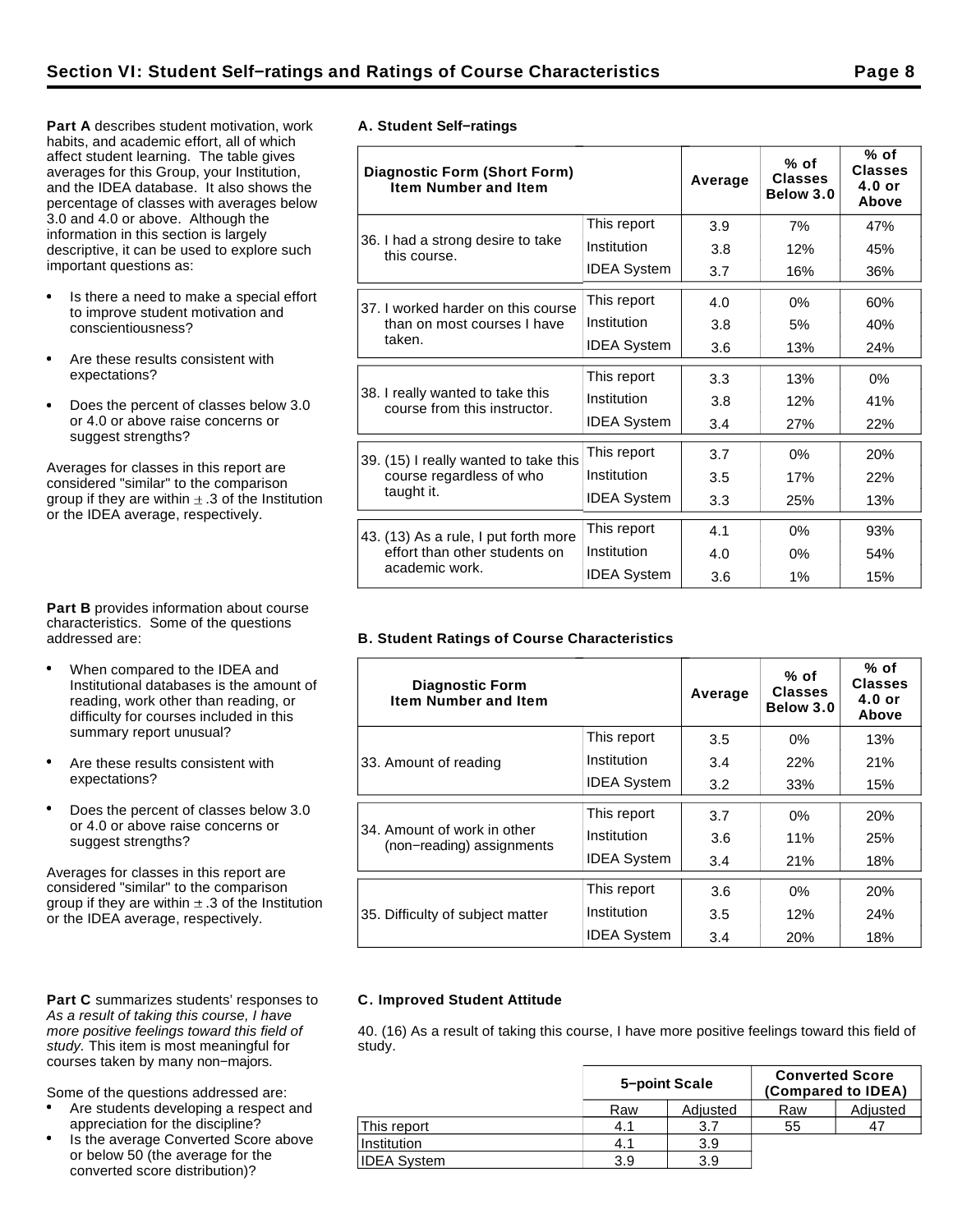## Section VI: Student Self−ratings and Ratings of Course Characteristics

**Part A** describes student motivation, work habits, and academic effort, all of which affect student learning. The table gives averages for this Group, your Institution, and the IDEA database. It also shows the percentage of classes with averages below 3.0 and 4.0 or above. Although the information in this section is largely descriptive, it can be used to explore such important questions as:

- Is there a need to make a special effort to improve student motivation and conscientiousness?
- Are these results consistent with expectations?
- Does the percent of classes below 3.0 or 4.0 or above raise concerns or suggest strengths?

Averages for classes in this report are considered "similar" to the comparison group if they are within ± .3 of the Institution or the IDEA average, respectively.

### A. Student Self−ratings

| Diagnostic Form (Short Form) Item Number and Item | | Average | % of Classes Below 3.0 | % of Classes 4.0 or Above |
|---|---|---|---|---|
| 36. I had a strong desire to take this course. | This report | 3.9 | 7% | 47% |
| | Institution | 3.8 | 12% | 45% |
| | IDEA System | 3.7 | 16% | 36% |
| 37. I worked harder on this course than on most courses I have taken. | This report | 4.0 | 0% | 60% |
| | Institution | 3.8 | 5% | 40% |
| | IDEA System | 3.6 | 13% | 24% |
| 38. I really wanted to take this course from this instructor. | This report | 3.3 | 13% | 0% |
| | Institution | 3.8 | 12% | 41% |
| | IDEA System | 3.4 | 27% | 22% |
| 39. (15) I really wanted to take this course regardless of who taught it. | This report | 3.7 | 0% | 20% |
| | Institution | 3.5 | 17% | 22% |
| | IDEA System | 3.3 | 25% | 13% |
| 43. (13) As a rule, I put forth more effort than other students on academic work. | This report | 4.1 | 0% | 93% |
| | Institution | 4.0 | 0% | 54% |
| | IDEA System | 3.6 | 1% | 15% |

**Part B** provides information about course characteristics. Some of the questions addressed are:

- When compared to the IDEA and Institutional databases is the amount of reading, work other than reading, or difficulty for courses included in this summary report unusual?
- Are these results consistent with expectations?
- Does the percent of classes below 3.0 or 4.0 or above raise concerns or suggest strengths?

Averages for classes in this report are considered "similar" to the comparison group if they are within ± .3 of the Institution or the IDEA average, respectively.

### B. Student Ratings of Course Characteristics

| Diagnostic Form Item Number and Item | | Average | % of Classes Below 3.0 | % of Classes 4.0 or Above |
|---|---|---|---|---|
| 33. Amount of reading | This report | 3.5 | 0% | 13% |
| | Institution | 3.4 | 22% | 21% |
| | IDEA System | 3.2 | 33% | 15% |
| 34. Amount of work in other (non−reading) assignments | This report | 3.7 | 0% | 20% |
| | Institution | 3.6 | 11% | 25% |
| | IDEA System | 3.4 | 21% | 18% |
| 35. Difficulty of subject matter | This report | 3.6 | 0% | 20% |
| | Institution | 3.5 | 12% | 24% |
| | IDEA System | 3.4 | 20% | 18% |

**Part C** summarizes students' responses to *As a result of taking this course, I have more positive feelings toward this field of study.* This item is most meaningful for courses taken by many non−majors.

Some of the questions addressed are:

- Are students developing a respect and appreciation for the discipline?
- Is the average Converted Score above or below 50 (the average for the converted score distribution)?

### C. Improved Student Attitude

40. (16) As a result of taking this course, I have more positive feelings toward this field of study.

| | 5−point Scale | | Converted Score (Compared to IDEA) | |
|---|---|---|---|---|
| | Raw | Adjusted | Raw | Adjusted |
| This report | 4.1 | 3.7 | 55 | 47 |
| Institution | 4.1 | 3.9 | | |
| IDEA System | 3.9 | 3.9 | | |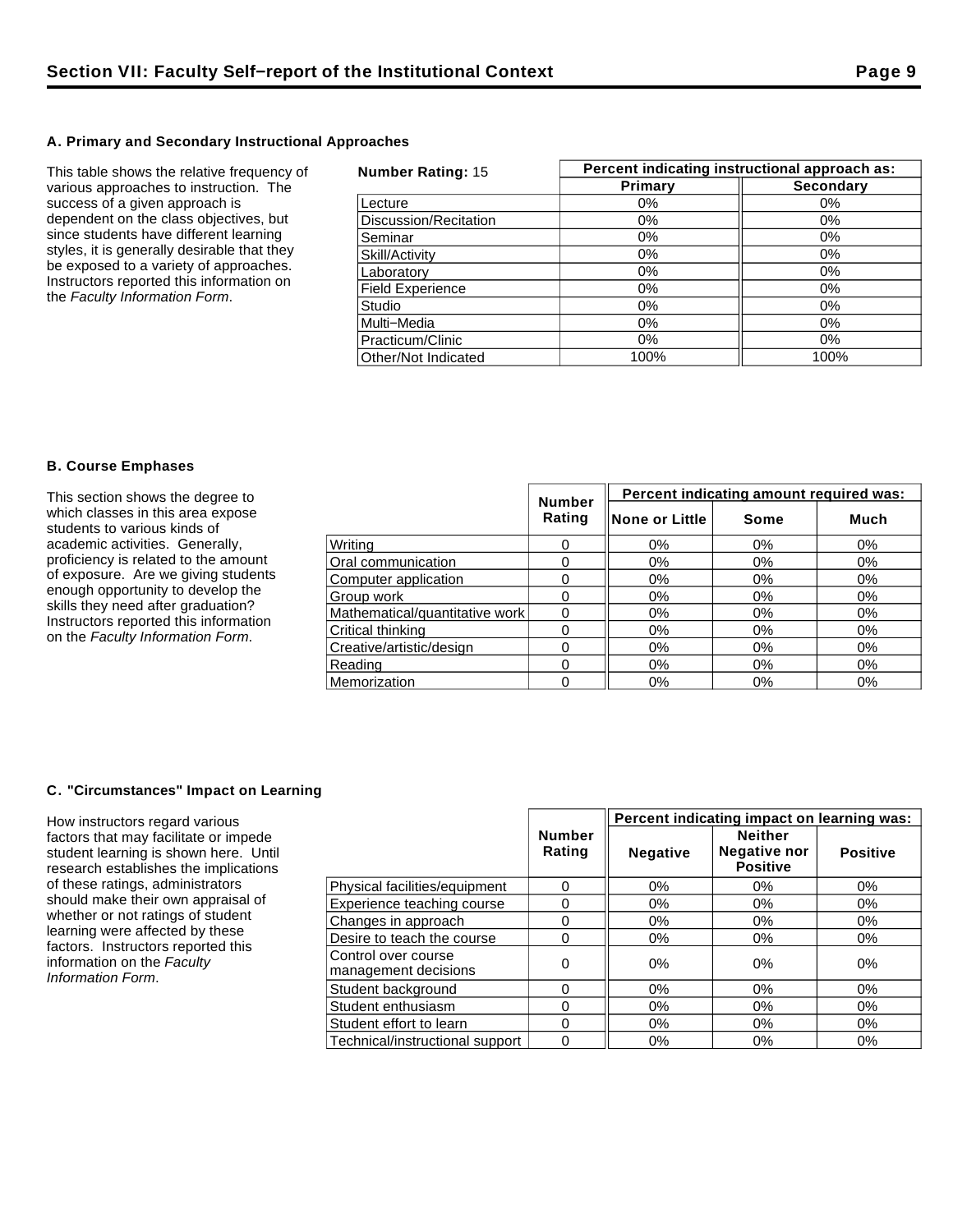## Section VII: Faculty Self−report of the Institutional Context

### A. Primary and Secondary Instructional Approaches

This table shows the relative frequency of various approaches to instruction. The success of a given approach is dependent on the class objectives, but since students have different learning styles, it is generally desirable that they be exposed to a variety of approaches. Instructors reported this information on the *Faculty Information Form*.

| **Number Rating:** 15 | Percent indicating instructional approach as: | |
|---|---|---|
| | **Primary** | **Secondary** |
| Lecture | 0% | 0% |
| Discussion/Recitation | 0% | 0% |
| Seminar | 0% | 0% |
| Skill/Activity | 0% | 0% |
| Laboratory | 0% | 0% |
| Field Experience | 0% | 0% |
| Studio | 0% | 0% |
| Multi−Media | 0% | 0% |
| Practicum/Clinic | 0% | 0% |
| Other/Not Indicated | 100% | 100% |

### B. Course Emphases

This section shows the degree to which classes in this area expose students to various kinds of academic activities. Generally, proficiency is related to the amount of exposure. Are we giving students enough opportunity to develop the skills they need after graduation? Instructors reported this information on the *Faculty Information Form*.

| | Number Rating | Percent indicating amount required was: | | |
|---|---|---|---|---|
| | | **None or Little** | **Some** | **Much** |
| Writing | 0 | 0% | 0% | 0% |
| Oral communication | 0 | 0% | 0% | 0% |
| Computer application | 0 | 0% | 0% | 0% |
| Group work | 0 | 0% | 0% | 0% |
| Mathematical/quantitative work | 0 | 0% | 0% | 0% |
| Critical thinking | 0 | 0% | 0% | 0% |
| Creative/artistic/design | 0 | 0% | 0% | 0% |
| Reading | 0 | 0% | 0% | 0% |
| Memorization | 0 | 0% | 0% | 0% |

### C. "Circumstances" Impact on Learning

How instructors regard various factors that may facilitate or impede student learning is shown here. Until research establishes the implications of these ratings, administrators should make their own appraisal of whether or not ratings of student learning were affected by these factors. Instructors reported this information on the *Faculty Information Form*.

| | Number Rating | Percent indicating impact on learning was: | | |
|---|---|---|---|---|
| | | **Negative** | **Neither Negative nor Positive** | **Positive** |
| Physical facilities/equipment | 0 | 0% | 0% | 0% |
| Experience teaching course | 0 | 0% | 0% | 0% |
| Changes in approach | 0 | 0% | 0% | 0% |
| Desire to teach the course | 0 | 0% | 0% | 0% |
| Control over course management decisions | 0 | 0% | 0% | 0% |
| Student background | 0 | 0% | 0% | 0% |
| Student enthusiasm | 0 | 0% | 0% | 0% |
| Student effort to learn | 0 | 0% | 0% | 0% |
| Technical/instructional support | 0 | 0% | 0% | 0% |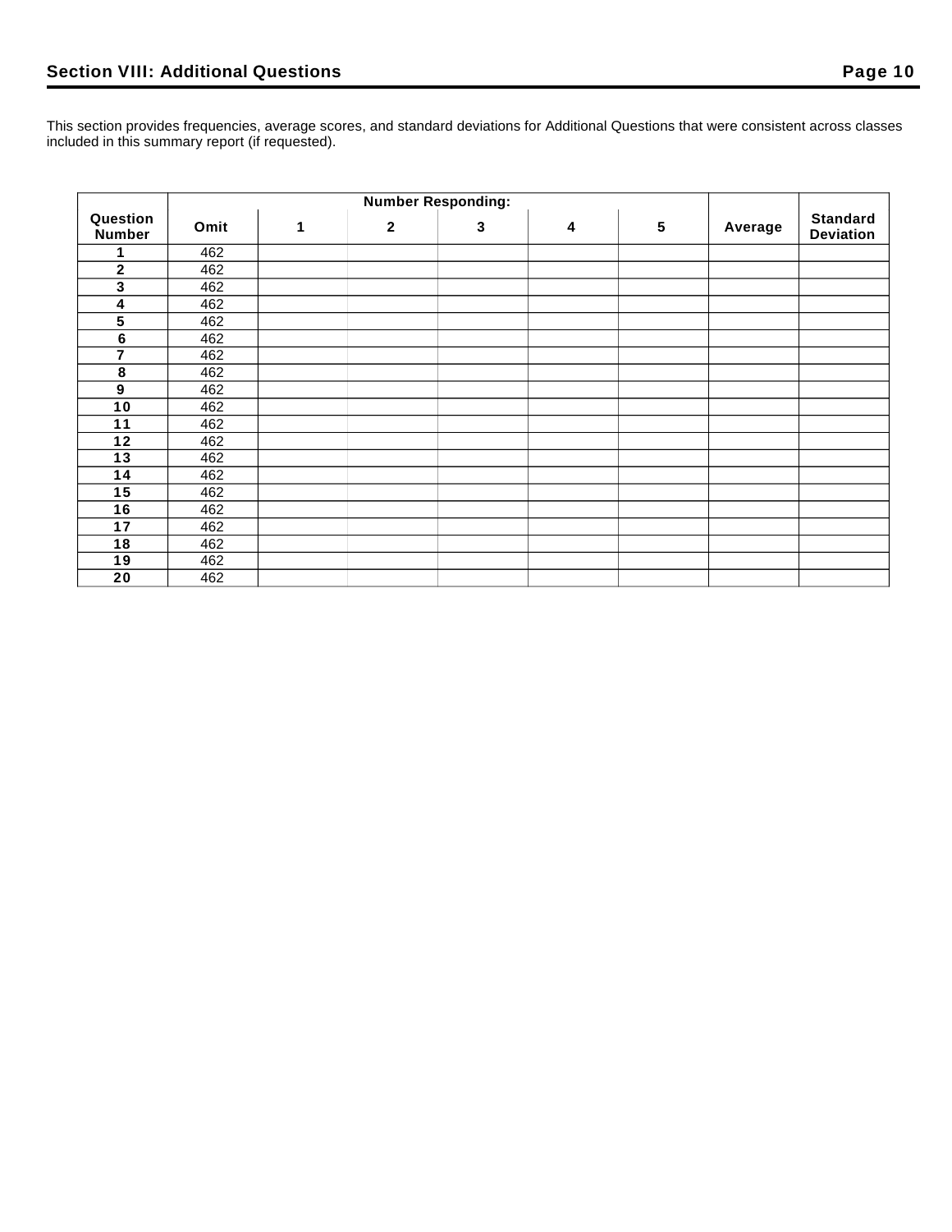## Section VIII: Additional Questions

This section provides frequencies, average scores, and standard deviations for Additional Questions that were consistent across classes included in this summary report (if requested).

| Question Number | Number Responding: | | | | | | Average | Standard Deviation |
|---|---|---|---|---|---|---|---|---|
| | Omit | 1 | 2 | 3 | 4 | 5 | | |
| 1 | 462 | | | | | | | |
| 2 | 462 | | | | | | | |
| 3 | 462 | | | | | | | |
| 4 | 462 | | | | | | | |
| 5 | 462 | | | | | | | |
| 6 | 462 | | | | | | | |
| 7 | 462 | | | | | | | |
| 8 | 462 | | | | | | | |
| 9 | 462 | | | | | | | |
| 10 | 462 | | | | | | | |
| 11 | 462 | | | | | | | |
| 12 | 462 | | | | | | | |
| 13 | 462 | | | | | | | |
| 14 | 462 | | | | | | | |
| 15 | 462 | | | | | | | |
| 16 | 462 | | | | | | | |
| 17 | 462 | | | | | | | |
| 18 | 462 | | | | | | | |
| 19 | 462 | | | | | | | |
| 20 | 462 | | | | | | | |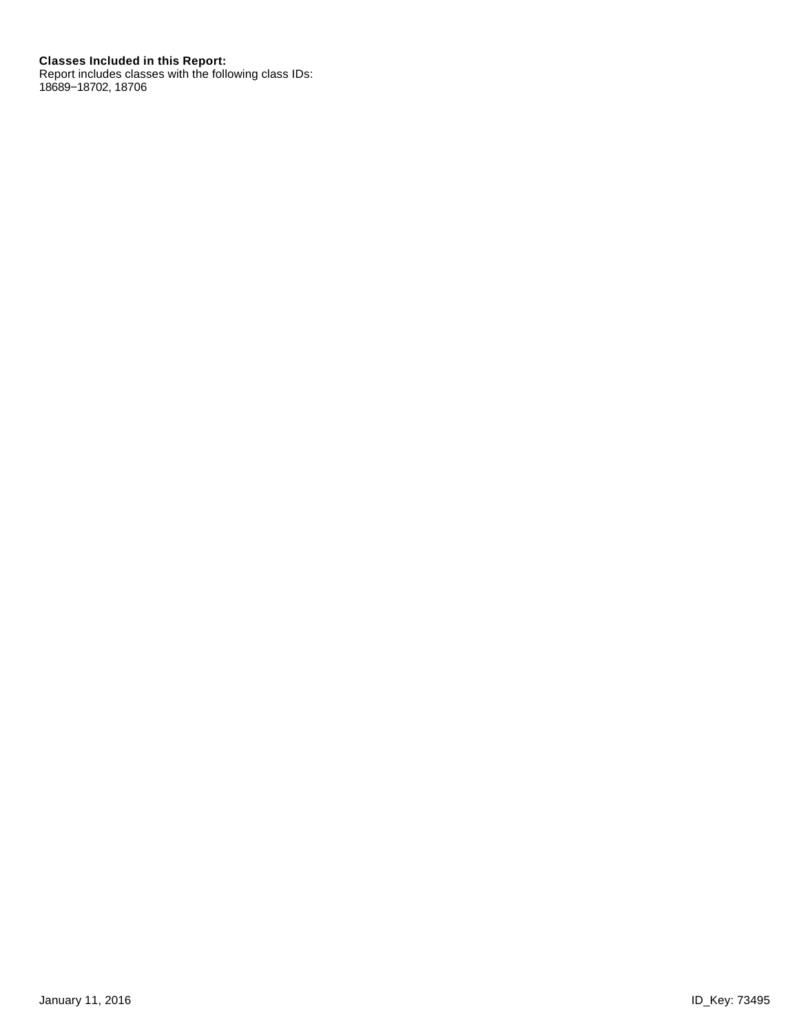**Classes Included in this Report:**
Report includes classes with the following class IDs:
18689−18702, 18706